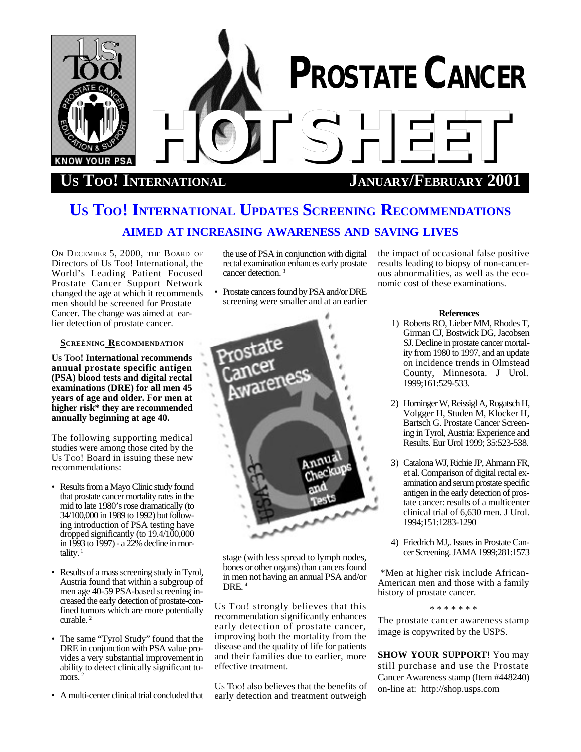# PROSTATE CANCER HOT SHEET

**US TOO! INTERNATIONAL** — **JANUARY/FEBRUARY 2001**

## US TOO! INTERNATIONAL UPDATES SCREENING RECOMMENDATIONS

### AIMED AT INCREASING AWARENESS AND SAVING LIVES

ON DECEMBER 5, 2000, THE BOARD OF Directors of Us Too! International, the World's Leading Patient Focused Prostate Cancer Support Network changed the age at which it recommends men should be screened for Prostate Cancer. The change was aimed at earlier detection of prostate cancer.

#### SCREENING RECOMMENDATION

**Us Too! International recommends annual prostate specific antigen (PSA) blood tests and digital rectal examinations (DRE) for all men 45 years of age and older. For men at higher risk* they are recommended annually beginning at age 40.**

The following supporting medical studies were among those cited by the Us Too! Board in issuing these new recommendations:

- Results from a Mayo Clinic study found that prostate cancer mortality rates in the mid to late 1980's rose dramatically (to 34/100,000 in 1989 to 1992) but following introduction of PSA testing have dropped significantly (to 19.4/100,000 in 1993 to 1997) - a 22% decline in mortality. [1]
- Results of a mass screening study in Tyrol, Austria found that within a subgroup of men age 40-59 PSA-based screening increased the early detection of prostate-confined tumors which are more potentially curable. [2]
- The same "Tyrol Study" found that the DRE in conjunction with PSA value provides a very substantial improvement in ability to detect clinically significant tumors. [2]
- A multi-center clinical trial concluded that the use of PSA in conjunction with digital rectal examination enhances early prostate cancer detection. [3]
- Prostate cancers found by PSA and/or DRE screening were smaller and at an earlier stage (with less spread to lymph nodes, bones or other organs) than cancers found in men not having an annual PSA and/or DRE. [4]

Us Too! strongly believes that this recommendation significantly enhances early detection of prostate cancer, improving both the mortality from the disease and the quality of life for patients and their families due to earlier, more effective treatment.

Us Too! also believes that the benefits of early detection and treatment outweigh the impact of occasional false positive results leading to biopsy of non-cancerous abnormalities, as well as the economic cost of these examinations.

#### References

1) Roberts RO, Lieber MM, Rhodes T, Girman CJ, Bostwick DG, Jacobsen SJ. Decline in prostate cancer mortality from 1980 to 1997, and an update on incidence trends in Olmstead County, Minnesota. J Urol. 1999;161:529-533.

2) Horninger W, Reissigl A, Rogatsch H, Volgger H, Studen M, Klocker H, Bartsch G. Prostate Cancer Screening in Tyrol, Austria: Experience and Results. Eur Urol 1999; 35:523-538.

3) Catalona WJ, Richie JP, Ahmann FR, et al. Comparison of digital rectal examination and serum prostate specific antigen in the early detection of prostate cancer: results of a multicenter clinical trial of 6,630 men. J Urol. 1994;151:1283-1290

4) Friedrich MJ,. Issues in Prostate Cancer Screening. JAMA 1999;281:1573

*Men at higher risk include African-American men and those with a family history of prostate cancer.

\* \* \* \* \* \* \*

The prostate cancer awareness stamp image is copywrited by the USPS.

**SHOW YOUR SUPPORT**! You may still purchase and use the Prostate Cancer Awareness stamp (Item #448240) on-line at: http://shop.usps.com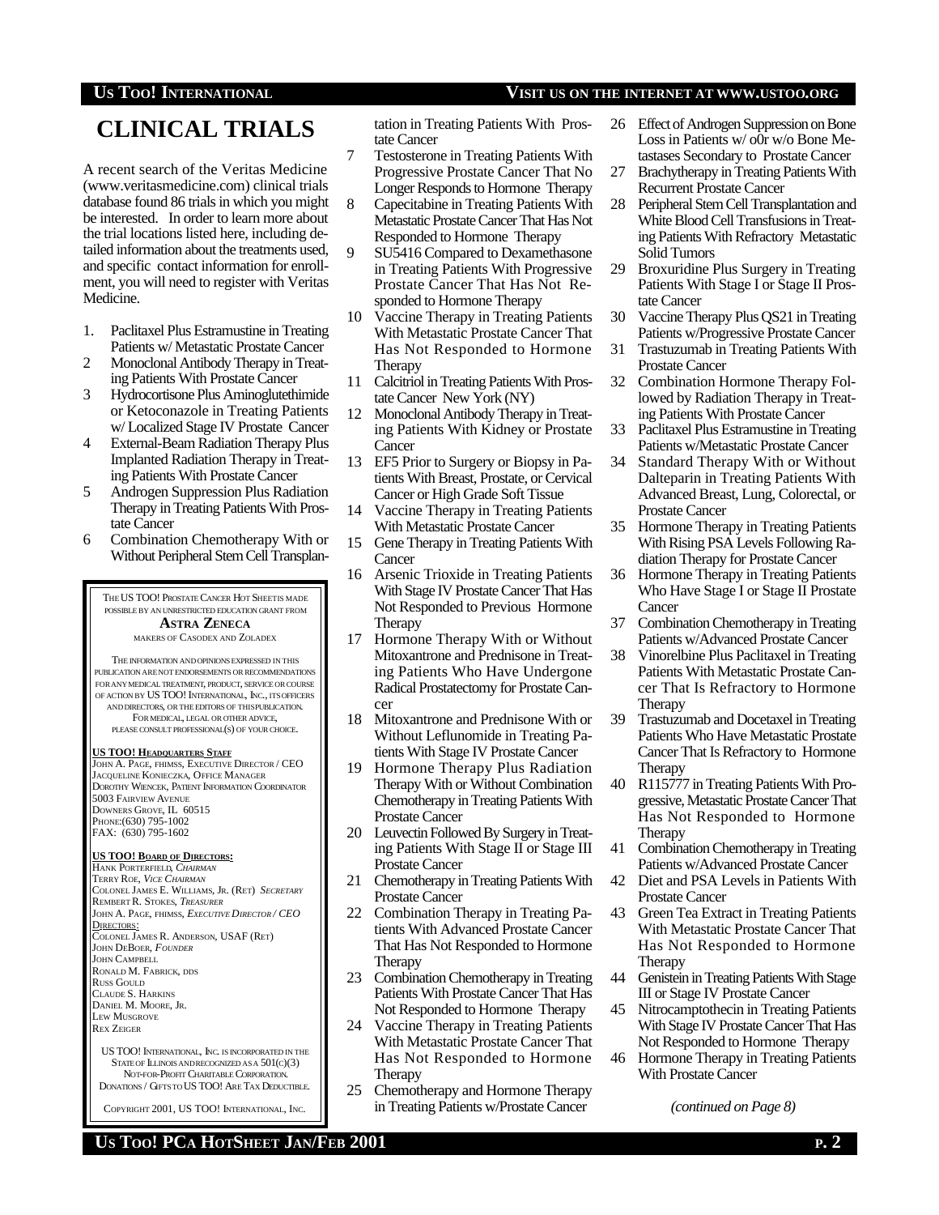# CLINICAL TRIALS

A recent search of the Veritas Medicine (www.veritasmedicine.com) clinical trials database found 86 trials in which you might be interested. In order to learn more about the trial locations listed here, including detailed information about the treatments used, and specific contact information for enrollment, you will need to register with Veritas Medicine.

1. Paclitaxel Plus Estramustine in Treating Patients w/ Metastatic Prostate Cancer
2. Monoclonal Antibody Therapy in Treating Patients With Prostate Cancer
3. Hydrocortisone Plus Aminoglutethimide or Ketoconazole in Treating Patients w/ Localized Stage IV Prostate Cancer
4. External-Beam Radiation Therapy Plus Implanted Radiation Therapy in Treating Patients With Prostate Cancer
5. Androgen Suppression Plus Radiation Therapy in Treating Patients With Prostate Cancer
6. Combination Chemotherapy With or Without Peripheral Stem Cell Transplantation in Treating Patients With Prostate Cancer
7. Testosterone in Treating Patients With Progressive Prostate Cancer That No Longer Responds to Hormone Therapy
8. Capecitabine in Treating Patients With Metastatic Prostate Cancer That Has Not Responded to Hormone Therapy
9. SU5416 Compared to Dexamethasone in Treating Patients With Progressive Prostate Cancer That Has Not Responded to Hormone Therapy
10. Vaccine Therapy in Treating Patients With Metastatic Prostate Cancer That Has Not Responded to Hormone Therapy
11. Calcitriol in Treating Patients With Prostate Cancer New York (NY)
12. Monoclonal Antibody Therapy in Treating Patients With Kidney or Prostate Cancer
13. EF5 Prior to Surgery or Biopsy in Patients With Breast, Prostate, or Cervical Cancer or High Grade Soft Tissue
14. Vaccine Therapy in Treating Patients With Metastatic Prostate Cancer
15. Gene Therapy in Treating Patients With Cancer
16. Arsenic Trioxide in Treating Patients With Stage IV Prostate Cancer That Has Not Responded to Previous Hormone Therapy
17. Hormone Therapy With or Without Mitoxantrone and Prednisone in Treating Patients Who Have Undergone Radical Prostatectomy for Prostate Cancer
18. Mitoxantrone and Prednisone With or Without Leflunomide in Treating Patients With Stage IV Prostate Cancer
19. Hormone Therapy Plus Radiation Therapy With or Without Combination Chemotherapy in Treating Patients With Prostate Cancer
20. Leuvectin Followed By Surgery in Treating Patients With Stage II or Stage III Prostate Cancer
21. Chemotherapy in Treating Patients With Prostate Cancer
22. Combination Therapy in Treating Patients With Advanced Prostate Cancer That Has Not Responded to Hormone Therapy
23. Combination Chemotherapy in Treating Patients With Prostate Cancer That Has Not Responded to Hormone Therapy
24. Vaccine Therapy in Treating Patients With Metastatic Prostate Cancer That Has Not Responded to Hormone Therapy
25. Chemotherapy and Hormone Therapy in Treating Patients w/Prostate Cancer
26. Effect of Androgen Suppression on Bone Loss in Patients w/ o0r w/o Bone Metastases Secondary to Prostate Cancer
27. Brachytherapy in Treating Patients With Recurrent Prostate Cancer
28. Peripheral Stem Cell Transplantation and White Blood Cell Transfusions in Treating Patients With Refractory Metastatic Solid Tumors
29. Broxuridine Plus Surgery in Treating Patients With Stage I or Stage II Prostate Cancer
30. Vaccine Therapy Plus QS21 in Treating Patients w/Progressive Prostate Cancer
31. Trastuzumab in Treating Patients With Prostate Cancer
32. Combination Hormone Therapy Followed by Radiation Therapy in Treating Patients With Prostate Cancer
33. Paclitaxel Plus Estramustine in Treating Patients w/Metastatic Prostate Cancer
34. Standard Therapy With or Without Dalteparin in Treating Patients With Advanced Breast, Lung, Colorectal, or Prostate Cancer
35. Hormone Therapy in Treating Patients With Rising PSA Levels Following Radiation Therapy for Prostate Cancer
36. Hormone Therapy in Treating Patients Who Have Stage I or Stage II Prostate Cancer
37. Combination Chemotherapy in Treating Patients w/Advanced Prostate Cancer
38. Vinorelbine Plus Paclitaxel in Treating Patients With Metastatic Prostate Cancer That Is Refractory to Hormone Therapy
39. Trastuzumab and Docetaxel in Treating Patients Who Have Metastatic Prostate Cancer That Is Refractory to Hormone Therapy
40. R115777 in Treating Patients With Progressive, Metastatic Prostate Cancer That Has Not Responded to Hormone Therapy
41. Combination Chemotherapy in Treating Patients w/Advanced Prostate Cancer
42. Diet and PSA Levels in Patients With Prostate Cancer
43. Green Tea Extract in Treating Patients With Metastatic Prostate Cancer That Has Not Responded to Hormone Therapy
44. Genistein in Treating Patients With Stage III or Stage IV Prostate Cancer
45. Nitrocamptothecin in Treating Patients With Stage IV Prostate Cancer That Has Not Responded to Hormone Therapy
46. Hormone Therapy in Treating Patients With Prostate Cancer

*(continued on Page 8)*

---

THE US TOO! PROSTATE CANCER HOT SHEET IS MADE POSSIBLE BY AN UNRESTRICTED EDUCATION GRANT FROM

**ASTRA ZENECA**

MAKERS OF CASODEX AND ZOLADEX

THE INFORMATION AND OPINIONS EXPRESSED IN THIS PUBLICATION ARE NOT ENDORSEMENTS OR RECOMMENDATIONS FOR ANY MEDICAL TREATMENT, PRODUCT, SERVICE OR COURSE OF ACTION BY US TOO! INTERNATIONAL, INC., ITS OFFICERS AND DIRECTORS, OR THE EDITORS OF THIS PUBLICATION. FOR MEDICAL, LEGAL OR OTHER ADVICE, PLEASE CONSULT PROFESSIONAL(S) OF YOUR CHOICE.

**US TOO! HEADQUARTERS STAFF**

JOHN A. PAGE, FHIMSS, EXECUTIVE DIRECTOR / CEO
JACQUELINE KONIECZKA, OFFICE MANAGER
DOROTHY WIENCEK, PATIENT INFORMATION COORDINATOR
5003 FAIRVIEW AVENUE
DOWNERS GROVE, IL 60515
PHONE:(630) 795-1002
FAX: (630) 795-1602

**US TOO! BOARD OF DIRECTORS:**

HANK PORTERFIELD, *CHAIRMAN*
TERRY ROE, *VICE CHAIRMAN*
COLONEL JAMES E. WILLIAMS, JR. (RET) *SECRETARY*
REMBERT R. STOKES, *TREASURER*
JOHN A. PAGE, FHIMSS, *EXECUTIVE DIRECTOR / CEO*

DIRECTORS:
COLONEL JAMES R. ANDERSON, USAF (RET)
JOHN DEBOER, *FOUNDER*
JOHN CAMPBELL
RONALD M. FABRICK, DDS
RUSS GOULD
CLAUDE S. HARKINS
DANIEL M. MOORE, JR.
LEW MUSGROVE
REX ZEIGER

US TOO! INTERNATIONAL, INC. IS INCORPORATED IN THE STATE OF ILLINOIS AND RECOGNIZED AS A 501(C)(3) NOT-FOR-PROFIT CHARITABLE CORPORATION. DONATIONS / GIFTS TO US TOO! ARE TAX DEDUCTIBLE.

COPYRIGHT 2001, US TOO! INTERNATIONAL, INC.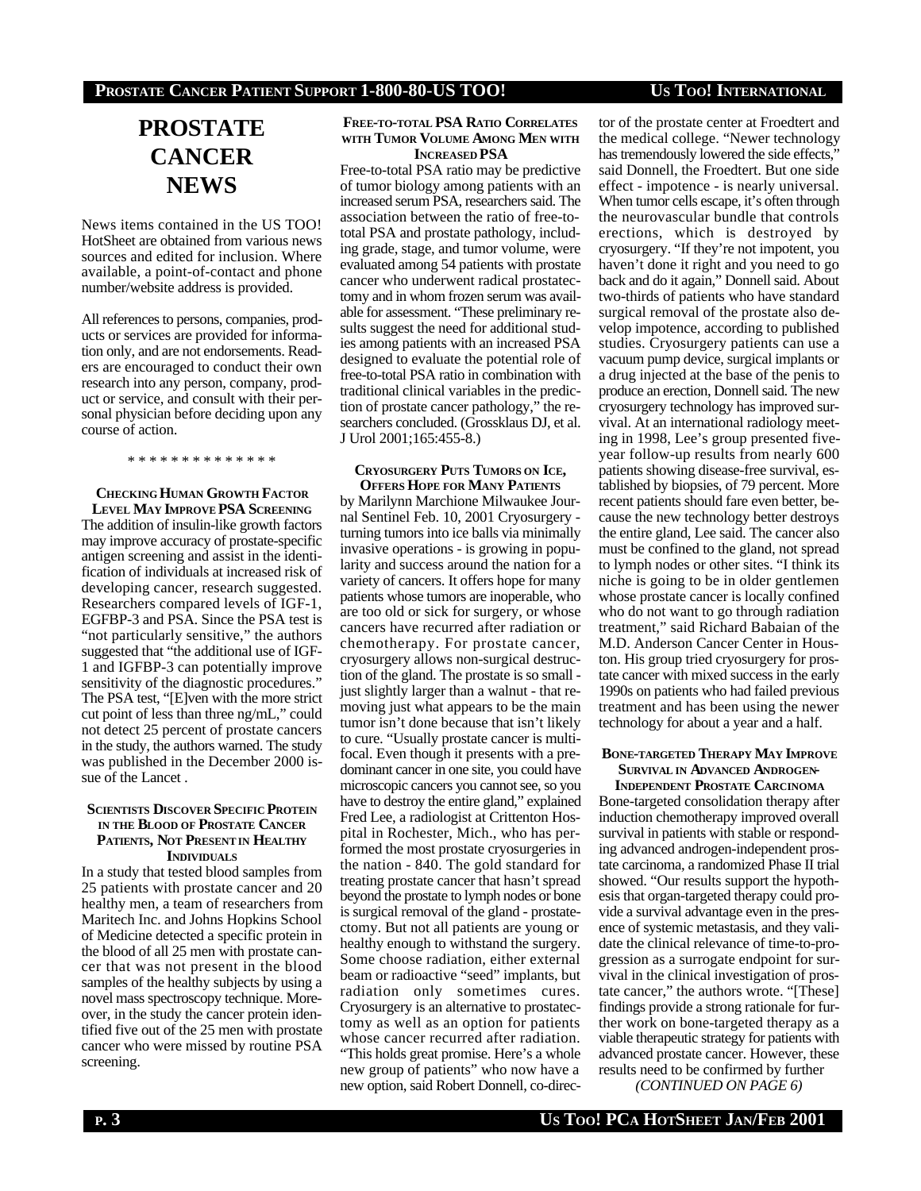# PROSTATE CANCER NEWS

News items contained in the US TOO! HotSheet are obtained from various news sources and edited for inclusion. Where available, a point-of-contact and phone number/website address is provided.

All references to persons, companies, products or services are provided for information only, and are not endorsements. Readers are encouraged to conduct their own research into any person, company, product or service, and consult with their personal physician before deciding upon any course of action.

\* \* \* \* \* \* \* \* \* \* \* \* \* \*

### CHECKING HUMAN GROWTH FACTOR LEVEL MAY IMPROVE PSA SCREENING

The addition of insulin-like growth factors may improve accuracy of prostate-specific antigen screening and assist in the identification of individuals at increased risk of developing cancer, research suggested. Researchers compared levels of IGF-1, EGFBP-3 and PSA. Since the PSA test is "not particularly sensitive," the authors suggested that "the additional use of IGF-1 and IGFBP-3 can potentially improve sensitivity of the diagnostic procedures." The PSA test, "[E]ven with the more strict cut point of less than three ng/mL," could not detect 25 percent of prostate cancers in the study, the authors warned. The study was published in the December 2000 issue of the Lancet .

### SCIENTISTS DISCOVER SPECIFIC PROTEIN IN THE BLOOD OF PROSTATE CANCER PATIENTS, NOT PRESENT IN HEALTHY INDIVIDUALS

In a study that tested blood samples from 25 patients with prostate cancer and 20 healthy men, a team of researchers from Maritech Inc. and Johns Hopkins School of Medicine detected a specific protein in the blood of all 25 men with prostate cancer that was not present in the blood samples of the healthy subjects by using a novel mass spectroscopy technique. Moreover, in the study the cancer protein identified five out of the 25 men with prostate cancer who were missed by routine PSA screening.

### FREE-TO-TOTAL PSA RATIO CORRELATES WITH TUMOR VOLUME AMONG MEN WITH INCREASED PSA

Free-to-total PSA ratio may be predictive of tumor biology among patients with an increased serum PSA, researchers said. The association between the ratio of free-to-total PSA and prostate pathology, including grade, stage, and tumor volume, were evaluated among 54 patients with prostate cancer who underwent radical prostatectomy and in whom frozen serum was available for assessment. "These preliminary results suggest the need for additional studies among patients with an increased PSA designed to evaluate the potential role of free-to-total PSA ratio in combination with traditional clinical variables in the prediction of prostate cancer pathology," the researchers concluded. (Grossklaus DJ, et al. J Urol 2001;165:455-8.)

### CRYOSURGERY PUTS TUMORS ON ICE, OFFERS HOPE FOR MANY PATIENTS

by Marilynn Marchione Milwaukee Journal Sentinel Feb. 10, 2001 Cryosurgery - turning tumors into ice balls via minimally invasive operations - is growing in popularity and success around the nation for a variety of cancers. It offers hope for many patients whose tumors are inoperable, who are too old or sick for surgery, or whose cancers have recurred after radiation or chemotherapy. For prostate cancer, cryosurgery allows non-surgical destruction of the gland. The prostate is so small - just slightly larger than a walnut - that removing just what appears to be the main tumor isn't done because that isn't likely to cure. "Usually prostate cancer is multifocal. Even though it presents with a predominant cancer in one site, you could have microscopic cancers you cannot see, so you have to destroy the entire gland," explained Fred Lee, a radiologist at Crittenton Hospital in Rochester, Mich., who has performed the most prostate cryosurgeries in the nation - 840. The gold standard for treating prostate cancer that hasn't spread beyond the prostate to lymph nodes or bone is surgical removal of the gland - prostatectomy. But not all patients are young or healthy enough to withstand the surgery. Some choose radiation, either external beam or radioactive "seed" implants, but radiation only sometimes cures. Cryosurgery is an alternative to prostatectomy as well as an option for patients whose cancer recurred after radiation. "This holds great promise. Here's a whole new group of patients" who now have a new option, said Robert Donnell, co-director of the prostate center at Froedtert and the medical college. "Newer technology has tremendously lowered the side effects," said Donnell, the Froedtert. But one side effect - impotence - is nearly universal. When tumor cells escape, it's often through the neurovascular bundle that controls erections, which is destroyed by cryosurgery. "If they're not impotent, you haven't done it right and you need to go back and do it again," Donnell said. About two-thirds of patients who have standard surgical removal of the prostate also develop impotence, according to published studies. Cryosurgery patients can use a vacuum pump device, surgical implants or a drug injected at the base of the penis to produce an erection, Donnell said. The new cryosurgery technology has improved survival. At an international radiology meeting in 1998, Lee's group presented five-year follow-up results from nearly 600 patients showing disease-free survival, established by biopsies, of 79 percent. More recent patients should fare even better, because the new technology better destroys the entire gland, Lee said. The cancer also must be confined to the gland, not spread to lymph nodes or other sites. "I think its niche is going to be in older gentlemen whose prostate cancer is locally confined who do not want to go through radiation treatment," said Richard Babaian of the M.D. Anderson Cancer Center in Houston. His group tried cryosurgery for prostate cancer with mixed success in the early 1990s on patients who had failed previous treatment and has been using the newer technology for about a year and a half.

### BONE-TARGETED THERAPY MAY IMPROVE SURVIVAL IN ADVANCED ANDROGEN-INDEPENDENT PROSTATE CARCINOMA

Bone-targeted consolidation therapy after induction chemotherapy improved overall survival in patients with stable or responding advanced androgen-independent prostate carcinoma, a randomized Phase II trial showed. "Our results support the hypothesis that organ-targeted therapy could provide a survival advantage even in the presence of systemic metastasis, and they validate the clinical relevance of time-to-progression as a surrogate endpoint for survival in the clinical investigation of prostate cancer," the authors wrote. "[These] findings provide a strong rationale for further work on bone-targeted therapy as a viable therapeutic strategy for patients with advanced prostate cancer. However, these results need to be confirmed by further

*(CONTINUED ON PAGE 6)*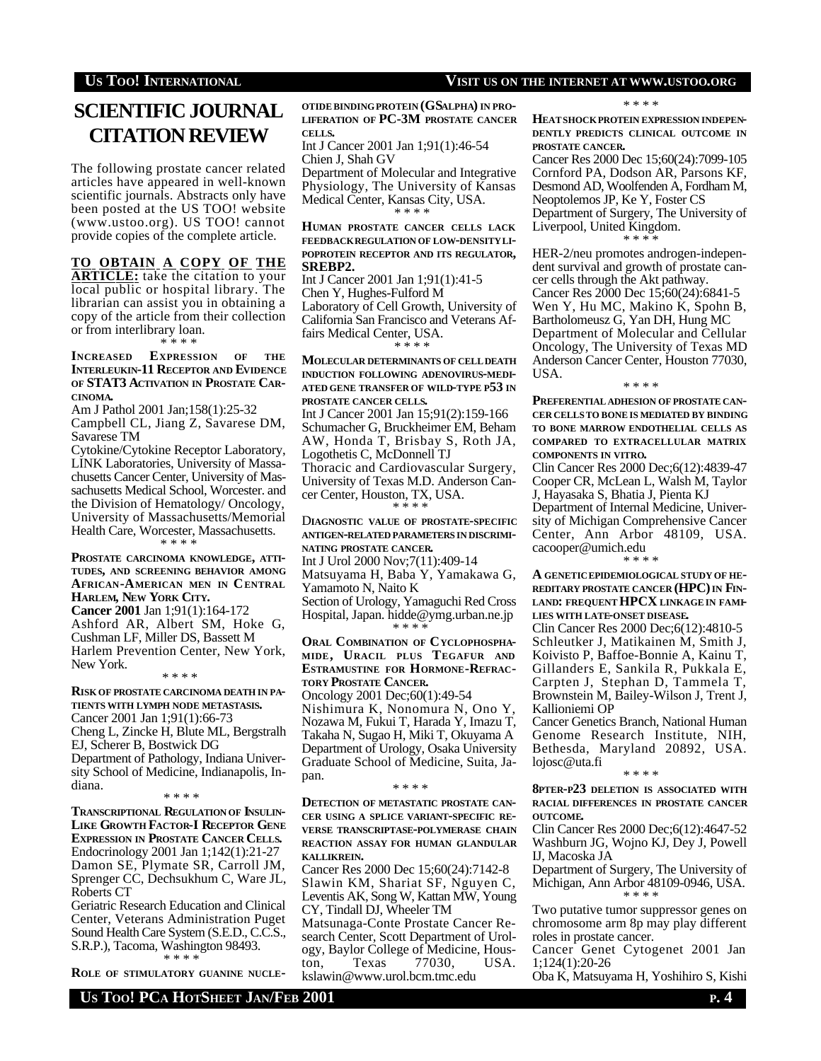# SCIENTIFIC JOURNAL CITATION REVIEW

The following prostate cancer related articles have appeared in well-known scientific journals. Abstracts only have been posted at the US TOO! website (www.ustoo.org). US TOO! cannot provide copies of the complete article.

**TO OBTAIN A COPY OF THE ARTICLE:** take the citation to your local public or hospital library. The librarian can assist you in obtaining a copy of the article from their collection or from interlibrary loan.

\* \* \* \*

**INCREASED EXPRESSION OF THE INTERLEUKIN-11 RECEPTOR AND EVIDENCE OF STAT3 ACTIVATION IN PROSTATE CARCINOMA.**

Am J Pathol 2001 Jan;158(1):25-32
Campbell CL, Jiang Z, Savarese DM, Savarese TM
Cytokine/Cytokine Receptor Laboratory, LINK Laboratories, University of Massachusetts Cancer Center, University of Massachusetts Medical School, Worcester. and the Division of Hematology/ Oncology, University of Massachusetts/Memorial Health Care, Worcester, Massachusetts.

\* \* \* \*

**PROSTATE CARCINOMA KNOWLEDGE, ATTITUDES, AND SCREENING BEHAVIOR AMONG AFRICAN-AMERICAN MEN IN CENTRAL HARLEM, NEW YORK CITY.**

**Cancer 2001** Jan 1;91(1):164-172
Ashford AR, Albert SM, Hoke G, Cushman LF, Miller DS, Bassett M
Harlem Prevention Center, New York, New York.

\* \* \* \*

**RISK OF PROSTATE CARCINOMA DEATH IN PATIENTS WITH LYMPH NODE METASTASIS.**

Cancer 2001 Jan 1;91(1):66-73
Cheng L, Zincke H, Blute ML, Bergstralh EJ, Scherer B, Bostwick DG
Department of Pathology, Indiana University School of Medicine, Indianapolis, Indiana.

\* \* \* \*

**TRANSCRIPTIONAL REGULATION OF INSULIN-LIKE GROWTH FACTOR-I RECEPTOR GENE EXPRESSION IN PROSTATE CANCER CELLS.**

Endocrinology 2001 Jan 1;142(1):21-27
Damon SE, Plymate SR, Carroll JM, Sprenger CC, Dechsukhum C, Ware JL, Roberts CT
Geriatric Research Education and Clinical Center, Veterans Administration Puget Sound Health Care System (S.E.D., C.C.S., S.R.P.), Tacoma, Washington 98493.

\* \* \* \*

**ROLE OF STIMULATORY GUANINE NUCLEOTIDE BINDING PROTEIN (GSALPHA) IN PROLIFERATION OF PC-3M PROSTATE CANCER CELLS.**

Int J Cancer 2001 Jan 1;91(1):46-54
Chien J, Shah GV
Department of Molecular and Integrative Physiology, The University of Kansas Medical Center, Kansas City, USA.

\* \* \* \*

**HUMAN PROSTATE CANCER CELLS LACK FEEDBACK REGULATION OF LOW-DENSITY LIPOPROTEIN RECEPTOR AND ITS REGULATOR, SREBP2.**

Int J Cancer 2001 Jan 1;91(1):41-5
Chen Y, Hughes-Fulford M
Laboratory of Cell Growth, University of California San Francisco and Veterans Affairs Medical Center, USA.

\* \* \* \*

**MOLECULAR DETERMINANTS OF CELL DEATH INDUCTION FOLLOWING ADENOVIRUS-MEDIATED GENE TRANSFER OF WILD-TYPE P53 IN PROSTATE CANCER CELLS.**

Int J Cancer 2001 Jan 15;91(2):159-166
Schumacher G, Bruckheimer EM, Beham AW, Honda T, Brisbay S, Roth JA, Logothetis C, McDonnell TJ
Thoracic and Cardiovascular Surgery, University of Texas M.D. Anderson Cancer Center, Houston, TX, USA.

\* \* \* \*

**DIAGNOSTIC VALUE OF PROSTATE-SPECIFIC ANTIGEN-RELATED PARAMETERS IN DISCRIMINATING PROSTATE CANCER.**

Int J Urol 2000 Nov;7(11):409-14
Matsuyama H, Baba Y, Yamakawa G, Yamamoto N, Naito K
Section of Urology, Yamaguchi Red Cross Hospital, Japan. hidde@ymg.urban.ne.jp

\* \* \* \*

**ORAL COMBINATION OF CYCLOPHOSPHAMIDE, URACIL PLUS TEGAFUR AND ESTRAMUSTINE FOR HORMONE-REFRACTORY PROSTATE CANCER.**

Oncology 2001 Dec;60(1):49-54
Nishimura K, Nonomura N, Ono Y, Nozawa M, Fukui T, Harada Y, Imazu T, Takaha N, Sugao H, Miki T, Okuyama A
Department of Urology, Osaka University Graduate School of Medicine, Suita, Japan.

\* \* \* \*

**DETECTION OF METASTATIC PROSTATE CANCER USING A SPLICE VARIANT-SPECIFIC REVERSE TRANSCRIPTASE-POLYMERASE CHAIN REACTION ASSAY FOR HUMAN GLANDULAR KALLIKREIN.**

Cancer Res 2000 Dec 15;60(24):7142-8
Slawin KM, Shariat SF, Nguyen C, Leventis AK, Song W, Kattan MW, Young CY, Tindall DJ, Wheeler TM
Matsunaga-Conte Prostate Cancer Research Center, Scott Department of Urology, Baylor College of Medicine, Houston, Texas 77030, USA. kslawin@www.urol.bcm.tmc.edu

\* \* \* \*

**HEAT SHOCK PROTEIN EXPRESSION INDEPENDENTLY PREDICTS CLINICAL OUTCOME IN PROSTATE CANCER.**

Cancer Res 2000 Dec 15;60(24):7099-105
Cornford PA, Dodson AR, Parsons KF, Desmond AD, Woolfenden A, Fordham M, Neoptolemos JP, Ke Y, Foster CS
Department of Surgery, The University of Liverpool, United Kingdom.

\* \* \* \*

HER-2/neu promotes androgen-independent survival and growth of prostate cancer cells through the Akt pathway.
Cancer Res 2000 Dec 15;60(24):6841-5
Wen Y, Hu MC, Makino K, Spohn B, Bartholomeusz G, Yan DH, Hung MC
Department of Molecular and Cellular Oncology, The University of Texas MD Anderson Cancer Center, Houston 77030, USA.

\* \* \* \*

**PREFERENTIAL ADHESION OF PROSTATE CANCER CELLS TO BONE IS MEDIATED BY BINDING TO BONE MARROW ENDOTHELIAL CELLS AS COMPARED TO EXTRACELLULAR MATRIX COMPONENTS IN VITRO.**

Clin Cancer Res 2000 Dec;6(12):4839-47
Cooper CR, McLean L, Walsh M, Taylor J, Hayasaka S, Bhatia J, Pienta KJ
Department of Internal Medicine, University of Michigan Comprehensive Cancer Center, Ann Arbor 48109, USA. cacooper@umich.edu

\* \* \* \*

**A GENETIC EPIDEMIOLOGICAL STUDY OF HEREDITARY PROSTATE CANCER (HPC) IN FINLAND: FREQUENT HPCX LINKAGE IN FAMILIES WITH LATE-ONSET DISEASE.**

Clin Cancer Res 2000 Dec;6(12):4810-5
Schleutker J, Matikainen M, Smith J, Koivisto P, Baffoe-Bonnie A, Kainu T, Gillanders E, Sankila R, Pukkala E, Carpten J, Stephan D, Tammela T, Brownstein M, Bailey-Wilson J, Trent J, Kallioniemi OP
Cancer Genetics Branch, National Human Genome Research Institute, NIH, Bethesda, Maryland 20892, USA. lojosc@uta.fi

\* \* \* \*

**8PTER-P23 DELETION IS ASSOCIATED WITH RACIAL DIFFERENCES IN PROSTATE CANCER OUTCOME.**

Clin Cancer Res 2000 Dec;6(12):4647-52
Washburn JG, Wojno KJ, Dey J, Powell IJ, Macoska JA
Department of Surgery, The University of Michigan, Ann Arbor 48109-0946, USA.

\* \* \* \*

Two putative tumor suppressor genes on chromosome arm 8p may play different roles in prostate cancer.
Cancer Genet Cytogenet 2001 Jan 1;124(1):20-26
Oba K, Matsuyama H, Yoshihiro S, Kishi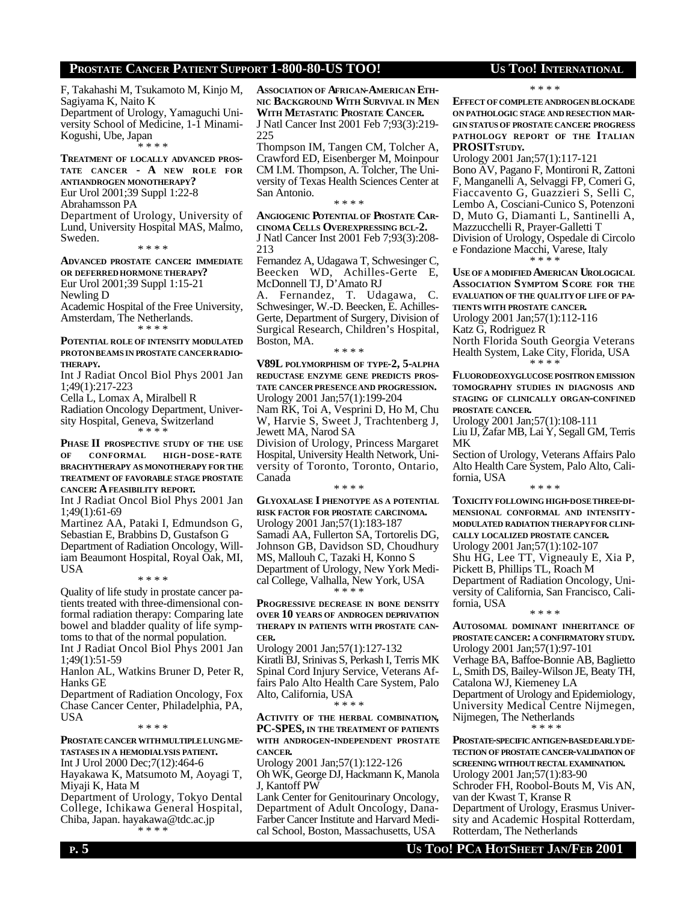F, Takahashi M, Tsukamoto M, Kinjo M, Sagiyama K, Naito K
Department of Urology, Yamaguchi University School of Medicine, 1-1 Minami-Kogushi, Ube, Japan

* * * *

**TREATMENT OF LOCALLY ADVANCED PROSTATE CANCER - A NEW ROLE FOR ANTIANDROGEN MONOTHERAPY?**
Eur Urol 2001;39 Suppl 1:22-8
Abrahamsson PA
Department of Urology, University of Lund, University Hospital MAS, Malmo, Sweden.

* * * *

**ADVANCED PROSTATE CANCER: IMMEDIATE OR DEFERRED HORMONE THERAPY?**
Eur Urol 2001;39 Suppl 1:15-21
Newling D
Academic Hospital of the Free University, Amsterdam, The Netherlands.

* * * *

**POTENTIAL ROLE OF INTENSITY MODULATED PROTON BEAMS IN PROSTATE CANCER RADIOTHERAPY.**
Int J Radiat Oncol Biol Phys 2001 Jan 1;49(1):217-223
Cella L, Lomax A, Miralbell R
Radiation Oncology Department, University Hospital, Geneva, Switzerland

* * * *

**PHASE II PROSPECTIVE STUDY OF THE USE OF CONFORMAL HIGH-DOSE-RATE BRACHYTHERAPY AS MONOTHERAPY FOR THE TREATMENT OF FAVORABLE STAGE PROSTATE CANCER: A FEASIBILITY REPORT.**
Int J Radiat Oncol Biol Phys 2001 Jan 1;49(1):61-69
Martinez AA, Pataki I, Edmundson G, Sebastian E, Brabbins D, Gustafson G
Department of Radiation Oncology, William Beaumont Hospital, Royal Oak, MI, USA

* * * *

Quality of life study in prostate cancer patients treated with three-dimensional conformal radiation therapy: Comparing late bowel and bladder quality of life symptoms to that of the normal population.
Int J Radiat Oncol Biol Phys 2001 Jan 1;49(1):51-59
Hanlon AL, Watkins Bruner D, Peter R, Hanks GE
Department of Radiation Oncology, Fox Chase Cancer Center, Philadelphia, PA, USA

* * * *

**PROSTATE CANCER WITH MULTIPLE LUNG METASTASES IN A HEMODIALYSIS PATIENT.**
Int J Urol 2000 Dec;7(12):464-6
Hayakawa K, Matsumoto M, Aoyagi T, Miyaji K, Hata M
Department of Urology, Tokyo Dental College, Ichikawa General Hospital, Chiba, Japan. hayakawa@tdc.ac.jp

* * * *

**ASSOCIATION OF AFRICAN-AMERICAN ETHNIC BACKGROUND WITH SURVIVAL IN MEN WITH METASTATIC PROSTATE CANCER.**
J Natl Cancer Inst 2001 Feb 7;93(3):219-225
Thompson IM, Tangen CM, Tolcher A, Crawford ED, Eisenberger M, Moinpour CM I.M. Thompson, A. Tolcher, The University of Texas Health Sciences Center at San Antonio.

* * * *

**ANGIOGENIC POTENTIAL OF PROSTATE CARCINOMA CELLS OVEREXPRESSING BCL-2.**
J Natl Cancer Inst 2001 Feb 7;93(3):208-213
Fernandez A, Udagawa T, Schwesinger C, Beecken WD, Achilles-Gerte E, McDonnell TJ, D'Amato RJ
A. Fernandez, T. Udagawa, C. Schwesinger, W.-D. Beecken, E. Achilles-Gerte, Department of Surgery, Division of Surgical Research, Children's Hospital, Boston, MA.

* * * *

**V89L POLYMORPHISM OF TYPE-2, 5-ALPHA REDUCTASE ENZYME GENE PREDICTS PROSTATE CANCER PRESENCE AND PROGRESSION.**
Urology 2001 Jan;57(1):199-204
Nam RK, Toi A, Vesprini D, Ho M, Chu W, Harvie S, Sweet J, Trachtenberg J, Jewett MA, Narod SA
Division of Urology, Princess Margaret Hospital, University Health Network, University of Toronto, Toronto, Ontario, Canada

* * * *

**GLYOXALASE I PHENOTYPE AS A POTENTIAL RISK FACTOR FOR PROSTATE CARCINOMA.**
Urology 2001 Jan;57(1):183-187
Samadi AA, Fullerton SA, Tortorelis DG, Johnson GB, Davidson SD, Choudhury MS, Mallouh C, Tazaki H, Konno S
Department of Urology, New York Medical College, Valhalla, New York, USA

* * * *

**PROGRESSIVE DECREASE IN BONE DENSITY OVER 10 YEARS OF ANDROGEN DEPRIVATION THERAPY IN PATIENTS WITH PROSTATE CANCER.**
Urology 2001 Jan;57(1):127-132
Kiratli BJ, Srinivas S, Perkash I, Terris MK
Spinal Cord Injury Service, Veterans Affairs Palo Alto Health Care System, Palo Alto, California, USA

* * * *

**ACTIVITY OF THE HERBAL COMBINATION, PC-SPES, IN THE TREATMENT OF PATIENTS WITH ANDROGEN-INDEPENDENT PROSTATE CANCER.**
Urology 2001 Jan;57(1):122-126
Oh WK, George DJ, Hackmann K, Manola J, Kantoff PW
Lank Center for Genitourinary Oncology, Department of Adult Oncology, Dana-Farber Cancer Institute and Harvard Medical School, Boston, Massachusetts, USA

* * * *

**EFFECT OF COMPLETE ANDROGEN BLOCKADE ON PATHOLOGIC STAGE AND RESECTION MARGIN STATUS OF PROSTATE CANCER: PROGRESS PATHOLOGY REPORT OF THE ITALIAN PROSIT STUDY.**
Urology 2001 Jan;57(1):117-121
Bono AV, Pagano F, Montironi R, Zattoni F, Manganelli A, Selvaggi FP, Comeri G, Fiaccavento G, Guazzieri S, Selli C, Lembo A, Cosciani-Cunico S, Potenzoni D, Muto G, Diamanti L, Santinelli A, Mazzucchelli R, Prayer-Galletti T
Division of Urology, Ospedale di Circolo e Fondazione Macchi, Varese, Italy

* * * *

**USE OF A MODIFIED AMERICAN UROLOGICAL ASSOCIATION SYMPTOM SCORE FOR THE EVALUATION OF THE QUALITY OF LIFE OF PATIENTS WITH PROSTATE CANCER.**
Urology 2001 Jan;57(1):112-116
Katz G, Rodriguez R
North Florida South Georgia Veterans Health System, Lake City, Florida, USA

* * * *

**FLUORODEOXYGLUCOSE POSITRON EMISSION TOMOGRAPHY STUDIES IN DIAGNOSIS AND STAGING OF CLINICALLY ORGAN-CONFINED PROSTATE CANCER.**
Urology 2001 Jan;57(1):108-111
Liu IJ, Zafar MB, Lai Y, Segall GM, Terris MK
Section of Urology, Veterans Affairs Palo Alto Health Care System, Palo Alto, California, USA

* * * *

**TOXICITY FOLLOWING HIGH-DOSE THREE-DIMENSIONAL CONFORMAL AND INTENSITY-MODULATED RADIATION THERAPY FOR CLINICALLY LOCALIZED PROSTATE CANCER.**
Urology 2001 Jan;57(1):102-107
Shu HG, Lee TT, Vigneauly E, Xia P, Pickett B, Phillips TL, Roach M
Department of Radiation Oncology, University of California, San Francisco, California, USA

* * * *

**AUTOSOMAL DOMINANT INHERITANCE OF PROSTATE CANCER: A CONFIRMATORY STUDY.**
Urology 2001 Jan;57(1):97-101
Verhage BA, Baffoe-Bonnie AB, Baglietto L, Smith DS, Bailey-Wilson JE, Beaty TH, Catalona WJ, Kiemeney LA
Department of Urology and Epidemiology, University Medical Centre Nijmegen, Nijmegen, The Netherlands

* * * *

**PROSTATE-SPECIFIC ANTIGEN-BASED EARLY DETECTION OF PROSTATE CANCER-VALIDATION OF SCREENING WITHOUT RECTAL EXAMINATION.**
Urology 2001 Jan;57(1):83-90
Schroder FH, Roobol-Bouts M, Vis AN, van der Kwast T, Kranse R
Department of Urology, Erasmus University and Academic Hospital Rotterdam, Rotterdam, The Netherlands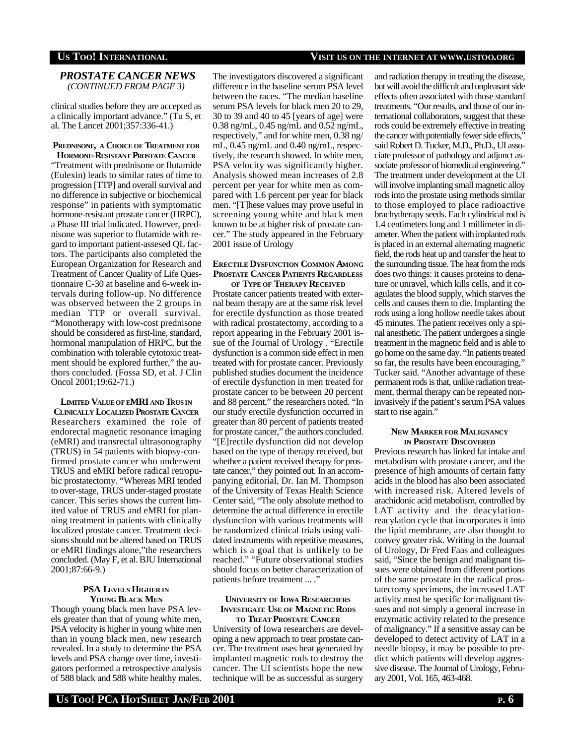## *PROSTATE CANCER NEWS*

*(CONTINUED FROM PAGE 3)*

clinical studies before they are accepted as a clinically important advance." (Tu S, et al. The Lancet 2001;357:336-41.)

### PREDNISONE, A CHOICE OF TREATMENT FOR HORMONE-RESISTANT PROSTATE CANCER

"Treatment with prednisone or flutamide (Eulexin) leads to similar rates of time to progression [TTP] and overall survival and no difference in subjective or biochemical response" in patients with symptomatic hormone-resistant prostate cancer (HRPC), a Phase III trial indicated. However, prednisone was superior to flutamide with regard to important patient-assesed QL factors. The participants also completed the European Organization for Research and Treatment of Cancer Quality of Life Questionnaire C-30 at baseline and 6-week intervals during follow-up. No difference was observed between the 2 groups in median TTP or overall survival. "Monotherapy with low-cost prednisone should be considered as first-line, standard, hormonal manipulation of HRPC, but the combination with tolerable cytotoxic treatment should be explored further," the authors concluded. (Fossa SD, et al. J Clin Oncol 2001;19:62-71.)

### LIMITED VALUE OF eMRI AND TRUS IN CLINICALLY LOCALIZED PROSTATE CANCER

Researchers examined the role of endorectal magnetic resonance imaging (eMRI) and transrectal ultrasonography (TRUS) in 54 patients with biopsy-confirmed prostate cancer who underwent TRUS and eMRI before radical retropubic prostatectomy. "Whereas MRI tended to over-stage, TRUS under-staged prostate cancer. This series shows the current limited value of TRUS and eMRI for planning treatment in patients with clinically localized prostate cancer. Treatment decisions should not be altered based on TRUS or eMRI findings alone,"the researchers concluded. (May F, et al. BJU International 2001;87:66-9.)

### PSA LEVELS HIGHER IN YOUNG BLACK MEN

Though young black men have PSA levels greater than that of young white men, PSA velocity is higher in young white men than in young black men, new research revealed. In a study to determine the PSA levels and PSA change over time, investigators performed a retrospective analysis of 588 black and 588 white healthy males. The investigators discovered a significant difference in the baseline serum PSA level between the races. "The median baseline serum PSA levels for black men 20 to 29, 30 to 39 and 40 to 45 [years of age] were 0.38 ng/mL, 0.45 ng/mL and 0.52 ng/mL, respectively," and for white men, 0.38 ng/mL, 0.45 ng/mL and 0.40 ng/mL, respectively, the research showed. In white men, PSA velocity was significantly higher. Analysis showed mean increases of 2.8 percent per year for white men as compared with 1.6 percent per year for black men. "[T]hese values may prove useful in screening young white and black men known to be at higher risk of prostate cancer." The study appeared in the February 2001 issue of Urology

### ERECTILE DYSFUNCTION COMMON AMONG PROSTATE CANCER PATIENTS REGARDLESS OF TYPE OF THERAPY RECEIVED

Prostate cancer patients treated with external beam therapy are at the same risk level for erectile dysfunction as those treated with radical prostatectomy, according to a report appearing in the February 2001 issue of the Journal of Urology . "Erectile dysfunction is a common side effect in men treated with for prostate cancer. Previously published studies document the incidence of erectile dysfunction in men treated for prostate cancer to be between 20 percent and 88 percent," the researchers noted. "In our study erectile dysfunction occurred in greater than 80 percent of patients treated for prostate cancer," the authors concluded. "[E]rectile dysfunction did not develop based on the type of therapy received, but whether a patient received therapy for prostate cancer," they pointed out. In an accompanying editorial, Dr. Ian M. Thompson of the University of Texas Health Science Center said, "The only absolute method to determine the actual difference in erectile dysfunction with various treatments will be randomized clinical trials using validated instruments with repetitive measures, which is a goal that is unlikely to be reached." "Future observational studies should focus on better characterization of patients before treatment ... ."

### UNIVERSITY OF IOWA RESEARCHERS INVESTIGATE USE OF MAGNETIC RODS TO TREAT PROSTATE CANCER

University of Iowa researchers are developing a new approach to treat prostate cancer. The treatment uses heat generated by implanted magnetic rods to destroy the cancer. The UI scientists hope the new technique will be as successful as surgery and radiation therapy in treating the disease, but will avoid the difficult and unpleasant side effects often associated with those standard treatments. "Our results, and those of our international collaborators, suggest that these rods could be extremely effective in treating the cancer with potentially fewer side effects," said Robert D. Tucker, M.D., Ph.D., UI associate professor of pathology and adjunct associate professor of biomedical engineering." The treatment under development at the UI will involve implanting small magnetic alloy rods into the prostate using methods similar to those employed to place radioactive brachytherapy seeds. Each cylindrical rod is 1.4 centimeters long and 1 millimeter in diameter. When the patient with implanted rods is placed in an external alternating magnetic field, the rods heat up and transfer the heat to the surrounding tissue. The heat from the rods does two things: it causes proteins to denature or unravel, which kills cells, and it coagulates the blood supply, which starves the cells and causes them to die. Implanting the rods using a long hollow needle takes about 45 minutes. The patient receives only a spinal anesthetic. The patient undergoes a single treatment in the magnetic field and is able to go home on the same day. "In patients treated so far, the results have been encouraging," Tucker said. "Another advantage of these permanent rods is that, unlike radiation treatment, thermal therapy can be repeated noninvasively if the patient's serum PSA values start to rise again."

### NEW MARKER FOR MALIGNANCY IN PROSTATE DISCOVERED

Previous research has linked fat intake and metabolism with prostate cancer, and the presence of high amounts of certain fatty acids in the blood has also been associated with increased risk. Altered levels of arachidonic acid metabolism, controlled by LAT activity and the deacylation-reacylation cycle that incorporates it into the lipid membrane, are also thought to convey greater risk. Writing in the Journal of Urology, Dr Fred Faas and colleagues said, "Since the benign and malignant tissues were obtained from different portions of the same prostate in the radical prostatectomy specimens, the increased LAT activity must be specific for malignant tissues and not simply a general increase in enzymatic activity related to the presence of malignancy." If a sensitive assay can be developed to detect activity of LAT in a needle biopsy, it may be possible to predict which patients will develop aggressive disease. The Journal of Urology, February 2001, Vol. 165, 463-468.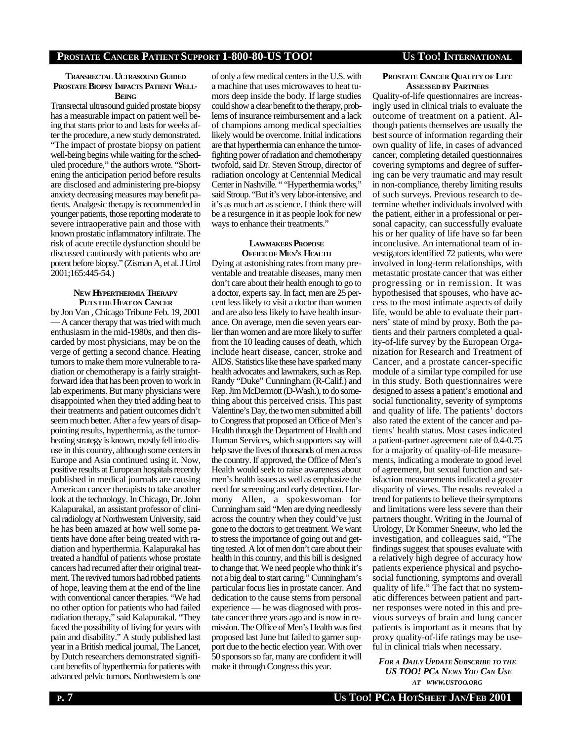### Transrectal Ultrasound Guided Prostate Biopsy Impacts Patient Well-Being

Transrectal ultrasound guided prostate biopsy has a measurable impact on patient well being that starts prior to and lasts for weeks after the procedure, a new study demonstrated. "The impact of prostate biopsy on patient well-being begins while waiting for the scheduled procedure," the authors wrote. "Shortening the anticipation period before results are disclosed and administering pre-biopsy anxiety decreasing measures may benefit patients. Analgesic therapy is recommended in younger patients, those reporting moderate to severe intraoperative pain and those with known prostatic inflammatory infiltrate. The risk of acute erectile dysfunction should be discussed cautiously with patients who are potent before biopsy." (Zisman A, et al. J Urol 2001;165:445-54.)

### New Hyperthermia Therapy Puts the Heat on Cancer

by Jon Van , Chicago Tribune Feb. 19, 2001 — A cancer therapy that was tried with much enthusiasm in the mid-1980s, and then discarded by most physicians, may be on the verge of getting a second chance. Heating tumors to make them more vulnerable to radiation or chemotherapy is a fairly straightforward idea that has been proven to work in lab experiments. But many physicians were disappointed when they tried adding heat to their treatments and patient outcomes didn't seem much better. After a few years of disappointing results, hyperthermia, as the tumor-heating strategy is known, mostly fell into disuse in this country, although some centers in Europe and Asia continued using it. Now, positive results at European hospitals recently published in medical journals are causing American cancer therapists to take another look at the technology. In Chicago, Dr. John Kalapurakal, an assistant professor of clinical radiology at Northwestern University, said he has been amazed at how well some patients have done after being treated with radiation and hyperthermia. Kalapurakal has treated a handful of patients whose prostate cancers had recurred after their original treatment. The revived tumors had robbed patients of hope, leaving them at the end of the line with conventional cancer therapies. "We had no other option for patients who had failed radiation therapy," said Kalapurakal. "They faced the possibility of living for years with pain and disability." A study published last year in a British medical journal, The Lancet, by Dutch researchers demonstrated significant benefits of hyperthermia for patients with advanced pelvic tumors. Northwestern is one of only a few medical centers in the U.S. with a machine that uses microwaves to heat tumors deep inside the body. If large studies could show a clear benefit to the therapy, problems of insurance reimbursement and a lack of champions among medical specialties likely would be overcome. Initial indications are that hyperthermia can enhance the tumor-fighting power of radiation and chemotherapy twofold, said Dr. Steven Stroup, director of radiation oncology at Centennial Medical Center in Nashville. " "Hyperthermia works," said Stroup. "But it's very labor-intensive, and it's as much art as science. I think there will be a resurgence in it as people look for new ways to enhance their treatments."

### Lawmakers Propose Office of Men's Health

Dying at astonishing rates from many preventable and treatable diseases, many men don't care about their health enough to go to a doctor, experts say. In fact, men are 25 percent less likely to visit a doctor than women and are also less likely to have health insurance. On average, men die seven years earlier than women and are more likely to suffer from the 10 leading causes of death, which include heart disease, cancer, stroke and AIDS. Statistics like these have sparked many health advocates and lawmakers, such as Rep. Randy "Duke" Cunningham (R-Calif.) and Rep. Jim McDermott (D-Wash.), to do something about this perceived crisis. This past Valentine's Day, the two men submitted a bill to Congress that proposed an Office of Men's Health through the Department of Health and Human Services, which supporters say will help save the lives of thousands of men across the country. If approved, the Office of Men's Health would seek to raise awareness about men's health issues as well as emphasize the need for screening and early detection. Harmony Allen, a spokeswoman for Cunningham said "Men are dying needlessly across the country when they could've just gone to the doctors to get treatment. We want to stress the importance of going out and getting tested. A lot of men don't care about their health in this country, and this bill is designed to change that. We need people who think it's not a big deal to start caring." Cunningham's particular focus lies in prostate cancer. And dedication to the cause stems from personal experience — he was diagnosed with prostate cancer three years ago and is now in remission. The Office of Men's Health was first proposed last June but failed to garner support due to the hectic election year. With over 50 sponsors so far, many are confident it will make it through Congress this year.

### Prostate Cancer Quality of Life Assessed by Partners

Quality-of-life questionnaires are increasingly used in clinical trials to evaluate the outcome of treatment on a patient. Although patients themselves are usually the best source of information regarding their own quality of life, in cases of advanced cancer, completing detailed questionnaires covering symptoms and degree of suffering can be very traumatic and may result in non-compliance, thereby limiting results of such surveys. Previous research to determine whether individuals involved with the patient, either in a professional or personal capacity, can successfully evaluate his or her quality of life have so far been inconclusive. An international team of investigators identified 72 patients, who were involved in long-term relationships, with metastatic prostate cancer that was either progressing or in remission. It was hypothesised that spouses, who have access to the most intimate aspects of daily life, would be able to evaluate their partners' state of mind by proxy. Both the patients and their partners completed a quality-of-life survey by the European Organization for Research and Treatment of Cancer, and a prostate cancer-specific module of a similar type compiled for use in this study. Both questionnaires were designed to assess a patient's emotional and social functionality, severity of symptoms and quality of life. The patients' doctors also rated the extent of the cancer and patients' health status. Most cases indicated a patient-partner agreement rate of 0.4-0.75 for a majority of quality-of-life measurements, indicating a moderate to good level of agreement, but sexual function and satisfaction measurements indicated a greater disparity of views. The results revealed a trend for patients to believe their symptoms and limitations were less severe than their partners thought. Writing in the Journal of Urology, Dr Kommer Sneeuw, who led the investigation, and colleagues said, "The findings suggest that spouses evaluate with a relatively high degree of accuracy how patients experience physical and psychosocial functioning, symptoms and overall quality of life." The fact that no systematic differences between patient and partner responses were noted in this and previous surveys of brain and lung cancer patients is important as it means that by proxy quality-of-life ratings may be useful in clinical trials when necessary.

***For a Daily Update Subscribe to the US TOO! PCa News You Can Use at www.ustoo.org***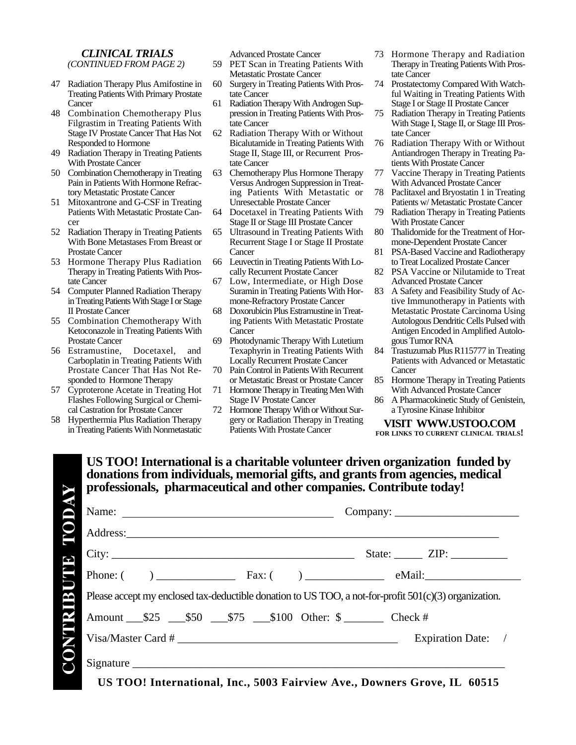## *CLINICAL TRIALS*

*(CONTINUED FROM PAGE 2)*

47 Radiation Therapy Plus Amifostine in Treating Patients With Primary Prostate Cancer
48 Combination Chemotherapy Plus Filgrastim in Treating Patients With Stage IV Prostate Cancer That Has Not Responded to Hormone
49 Radiation Therapy in Treating Patients With Prostate Cancer
50 Combination Chemotherapy in Treating Pain in Patients With Hormone Refractory Metastatic Prostate Cancer
51 Mitoxantrone and G-CSF in Treating Patients With Metastatic Prostate Cancer
52 Radiation Therapy in Treating Patients With Bone Metastases From Breast or Prostate Cancer
53 Hormone Therapy Plus Radiation Therapy in Treating Patients With Prostate Cancer
54 Computer Planned Radiation Therapy in Treating Patients With Stage I or Stage II Prostate Cancer
55 Combination Chemotherapy With Ketoconazole in Treating Patients With Prostate Cancer
56 Estramustine, Docetaxel, and Carboplatin in Treating Patients With Prostate Cancer That Has Not Responded to Hormone Therapy
57 Cyproterone Acetate in Treating Hot Flashes Following Surgical or Chemical Castration for Prostate Cancer
58 Hyperthermia Plus Radiation Therapy in Treating Patients With Nonmetastatic Advanced Prostate Cancer
59 PET Scan in Treating Patients With Metastatic Prostate Cancer
60 Surgery in Treating Patients With Prostate Cancer
61 Radiation Therapy With Androgen Suppression in Treating Patients With Prostate Cancer
62 Radiation Therapy With or Without Bicalutamide in Treating Patients With Stage II, Stage III, or Recurrent Prostate Cancer
63 Chemotherapy Plus Hormone Therapy Versus Androgen Suppression in Treating Patients With Metastatic or Unresectable Prostate Cancer
64 Docetaxel in Treating Patients With Stage II or Stage III Prostate Cancer
65 Ultrasound in Treating Patients With Recurrent Stage I or Stage II Prostate Cancer
66 Leuvectin in Treating Patients With Locally Recurrent Prostate Cancer
67 Low, Intermediate, or High Dose Suramin in Treating Patients With Hormone-Refractory Prostate Cancer
68 Doxorubicin Plus Estramustine in Treating Patients With Metastatic Prostate Cancer
69 Photodynamic Therapy With Lutetium Texaphyrin in Treating Patients With Locally Recurrent Prostate Cancer
70 Pain Control in Patients With Recurrent or Metastatic Breast or Prostate Cancer
71 Hormone Therapy in Treating Men With Stage IV Prostate Cancer
72 Hormone Therapy With or Without Surgery or Radiation Therapy in Treating Patients With Prostate Cancer
73 Hormone Therapy and Radiation Therapy in Treating Patients With Prostate Cancer
74 Prostatectomy Compared With Watchful Waiting in Treating Patients With Stage I or Stage II Prostate Cancer
75 Radiation Therapy in Treating Patients With Stage I, Stage II, or Stage III Prostate Cancer
76 Radiation Therapy With or Without Antiandrogen Therapy in Treating Patients With Prostate Cancer
77 Vaccine Therapy in Treating Patients With Advanced Prostate Cancer
78 Paclitaxel and Bryostatin 1 in Treating Patients w/ Metastatic Prostate Cancer
79 Radiation Therapy in Treating Patients With Prostate Cancer
80 Thalidomide for the Treatment of Hormone-Dependent Prostate Cancer
81 PSA-Based Vaccine and Radiotherapy to Treat Localized Prostate Cancer
82 PSA Vaccine or Nilutamide to Treat Advanced Prostate Cancer
83 A Safety and Feasibility Study of Active Immunotherapy in Patients with Metastatic Prostate Carcinoma Using Autologous Dendritic Cells Pulsed with Antigen Encoded in Amplified Autologous Tumor RNA
84 Trastuzumab Plus R115777 in Treating Patients with Advanced or Metastatic Cancer
85 Hormone Therapy in Treating Patients With Advanced Prostate Cancer
86 A Pharmacokinetic Study of Genistein, a Tyrosine Kinase Inhibitor

**VISIT WWW.USTOO.COM**
**FOR LINKS TO CURRENT CLINICAL TRIALS!**

## CONTRIBUTE TODAY

**US TOO! International is a charitable volunteer driven organization funded by donations from individuals, memorial gifts, and grants from agencies, medical professionals, pharmaceutical and other companies. Contribute today!**

Name: ______________________________ Company: ______________________

Address: ____________________________________________________________

City: ______________________________ State: _____ ZIP: __________

Phone: ( ) ______________ Fax: ( ) ______________ eMail: ________________

Please accept my enclosed tax-deductible donation to US TOO, a not-for-profit 501(c)(3) organization.

Amount ___$25 ___$50 ___$75 ___$100 Other: $ _______ Check #

Visa/Master Card # ______________________________________ Expiration Date: /

Signature ___________________________________________________________

**US TOO! International, Inc., 5003 Fairview Ave., Downers Grove, IL 60515**